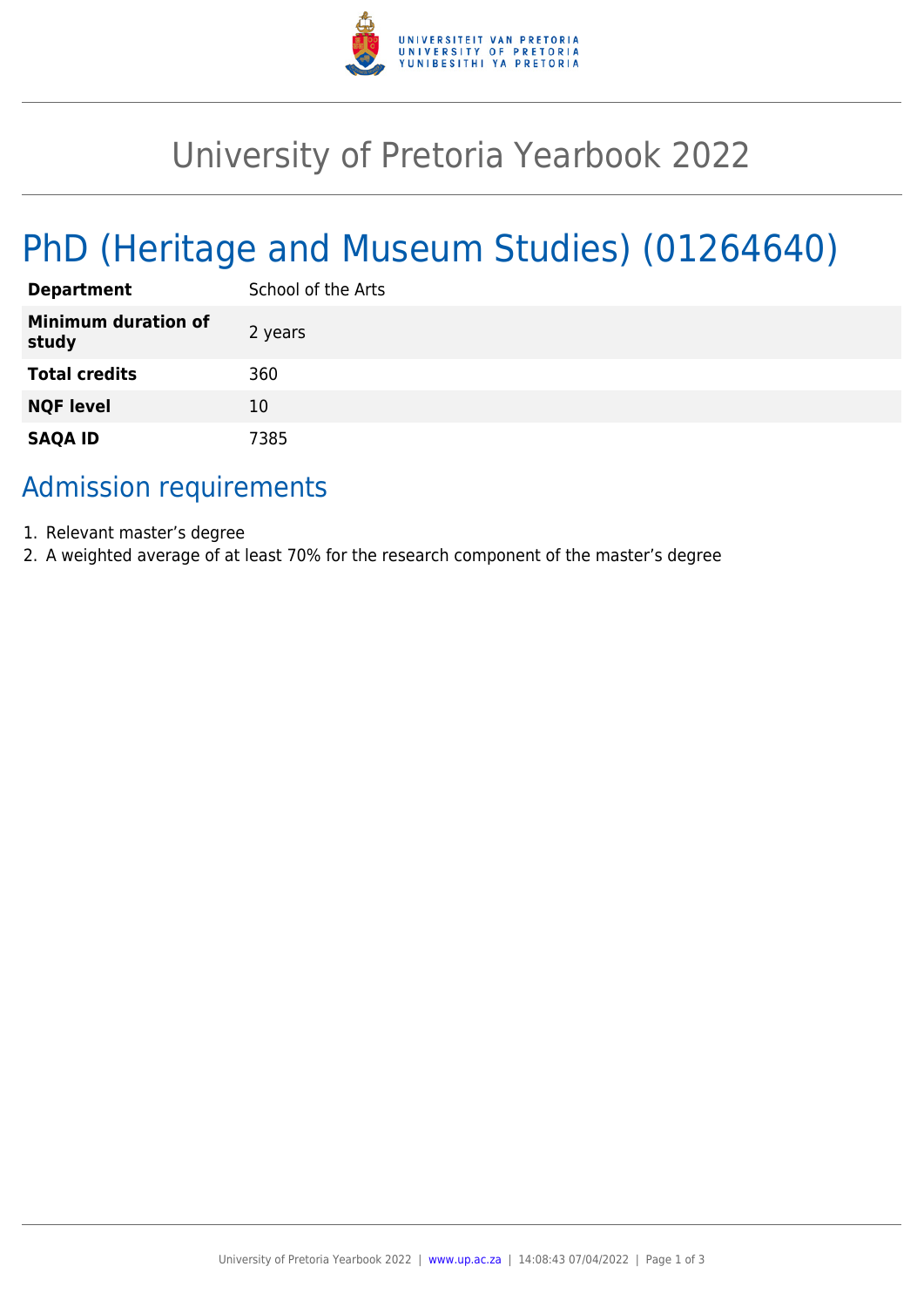# University of Pretoria Yearbook 2022

## PhD (Heritage and Museum Studies) (01264640)

| | |
|---|---|
| **Department** | School of the Arts |
| **Minimum duration of study** | 2 years |
| **Total credits** | 360 |
| **NQF level** | 10 |
| **SAQA ID** | 7385 |

## Admission requirements

1. Relevant master's degree
2. A weighted average of at least 70% for the research component of the master's degree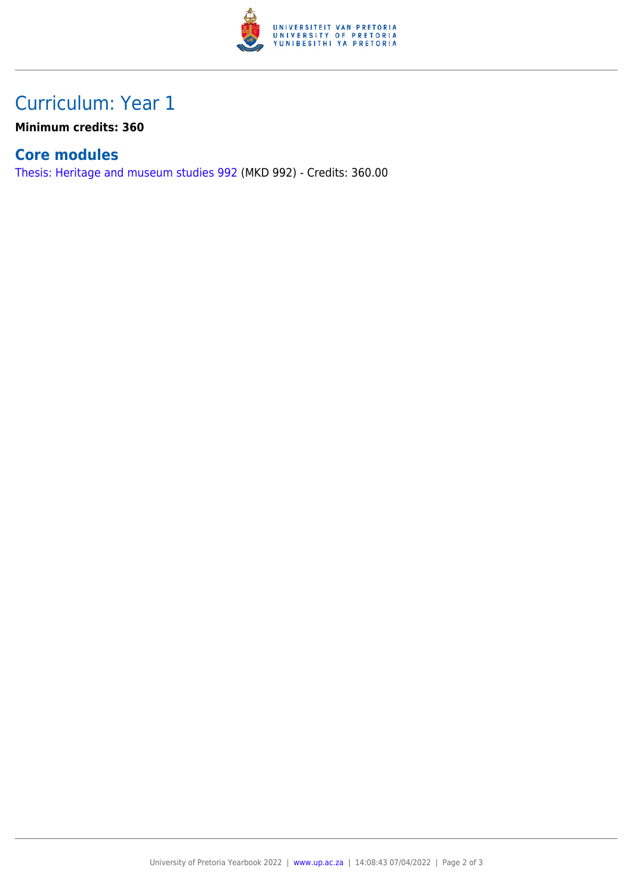## Curriculum: Year 1

**Minimum credits: 360**

### Core modules

Thesis: Heritage and museum studies 992 (MKD 992) - Credits: 360.00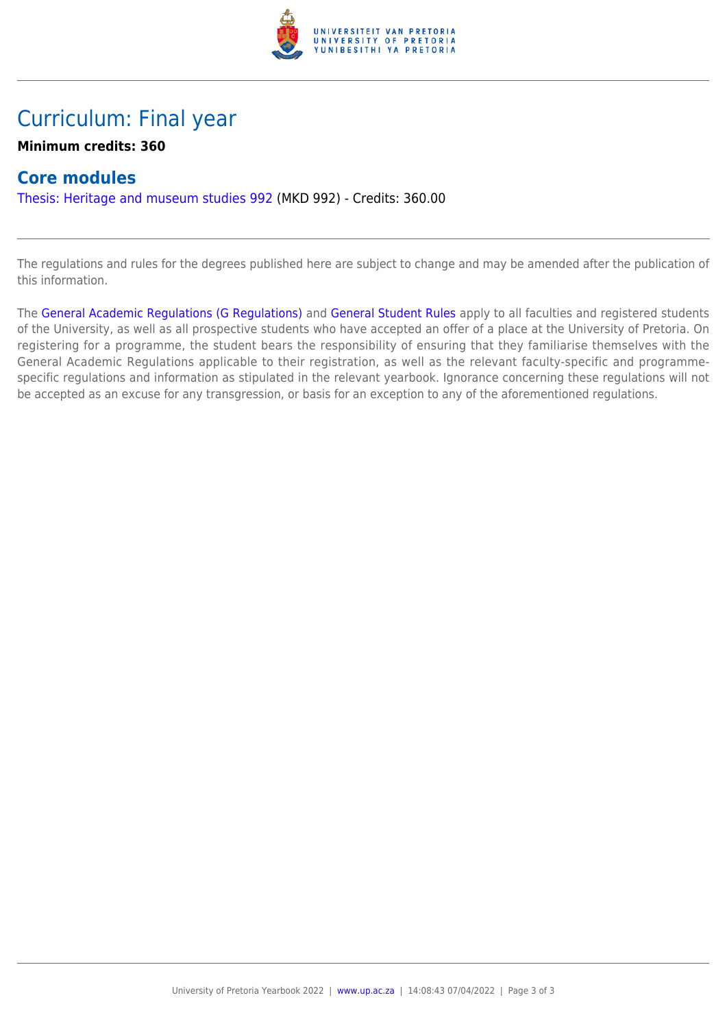# Curriculum: Final year

**Minimum credits: 360**

## Core modules

Thesis: Heritage and museum studies 992 (MKD 992) - Credits: 360.00

The regulations and rules for the degrees published here are subject to change and may be amended after the publication of this information.

The General Academic Regulations (G Regulations) and General Student Rules apply to all faculties and registered students of the University, as well as all prospective students who have accepted an offer of a place at the University of Pretoria. On registering for a programme, the student bears the responsibility of ensuring that they familiarise themselves with the General Academic Regulations applicable to their registration, as well as the relevant faculty-specific and programme-specific regulations and information as stipulated in the relevant yearbook. Ignorance concerning these regulations will not be accepted as an excuse for any transgression, or basis for an exception to any of the aforementioned regulations.